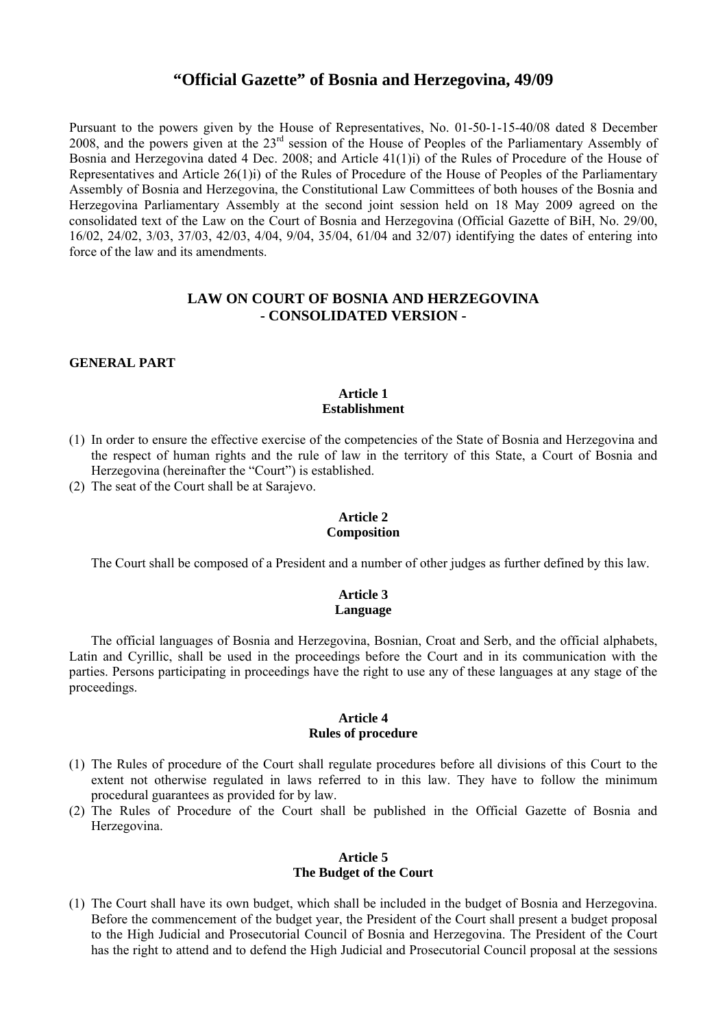# "Official Gazette" of Bosnia and Herzegovina, 49/09

Pursuant to the powers given by the House of Representatives, No. 01-50-1-15-40/08 dated 8 December 2008, and the powers given at the 23rd session of the House of Peoples of the Parliamentary Assembly of Bosnia and Herzegovina dated 4 Dec. 2008; and Article 41(1)i) of the Rules of Procedure of the House of Representatives and Article 26(1)i) of the Rules of Procedure of the House of Peoples of the Parliamentary Assembly of Bosnia and Herzegovina, the Constitutional Law Committees of both houses of the Bosnia and Herzegovina Parliamentary Assembly at the second joint session held on 18 May 2009 agreed on the consolidated text of the Law on the Court of Bosnia and Herzegovina (Official Gazette of BiH, No. 29/00, 16/02, 24/02, 3/03, 37/03, 42/03, 4/04, 9/04, 35/04, 61/04 and 32/07) identifying the dates of entering into force of the law and its amendments.

## LAW ON COURT OF BOSNIA AND HERZEGOVINA
## - CONSOLIDATED VERSION -

### GENERAL PART

**Article 1**
**Establishment**

(1) In order to ensure the effective exercise of the competencies of the State of Bosnia and Herzegovina and the respect of human rights and the rule of law in the territory of this State, a Court of Bosnia and Herzegovina (hereinafter the "Court") is established.
(2) The seat of the Court shall be at Sarajevo.

**Article 2**
**Composition**

The Court shall be composed of a President and a number of other judges as further defined by this law.

**Article 3**
**Language**

The official languages of Bosnia and Herzegovina, Bosnian, Croat and Serb, and the official alphabets, Latin and Cyrillic, shall be used in the proceedings before the Court and in its communication with the parties. Persons participating in proceedings have the right to use any of these languages at any stage of the proceedings.

**Article 4**
**Rules of procedure**

(1) The Rules of procedure of the Court shall regulate procedures before all divisions of this Court to the extent not otherwise regulated in laws referred to in this law. They have to follow the minimum procedural guarantees as provided for by law.
(2) The Rules of Procedure of the Court shall be published in the Official Gazette of Bosnia and Herzegovina.

**Article 5**
**The Budget of the Court**

(1) The Court shall have its own budget, which shall be included in the budget of Bosnia and Herzegovina. Before the commencement of the budget year, the President of the Court shall present a budget proposal to the High Judicial and Prosecutorial Council of Bosnia and Herzegovina. The President of the Court has the right to attend and to defend the High Judicial and Prosecutorial Council proposal at the sessions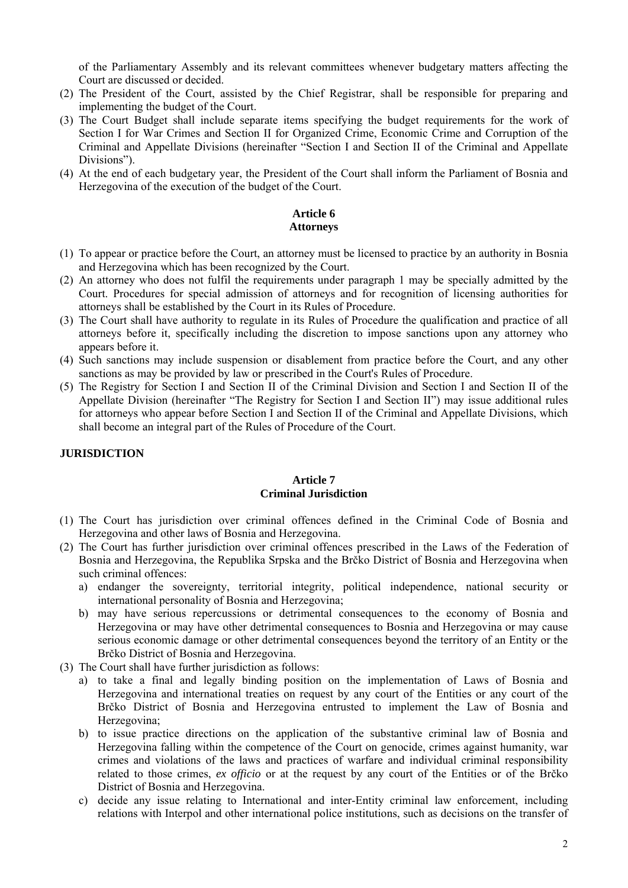of the Parliamentary Assembly and its relevant committees whenever budgetary matters affecting the Court are discussed or decided.

(2) The President of the Court, assisted by the Chief Registrar, shall be responsible for preparing and implementing the budget of the Court.

(3) The Court Budget shall include separate items specifying the budget requirements for the work of Section I for War Crimes and Section II for Organized Crime, Economic Crime and Corruption of the Criminal and Appellate Divisions (hereinafter "Section I and Section II of the Criminal and Appellate Divisions").

(4) At the end of each budgetary year, the President of the Court shall inform the Parliament of Bosnia and Herzegovina of the execution of the budget of the Court.

### Article 6
### Attorneys

(1) To appear or practice before the Court, an attorney must be licensed to practice by an authority in Bosnia and Herzegovina which has been recognized by the Court.

(2) An attorney who does not fulfil the requirements under paragraph 1 may be specially admitted by the Court. Procedures for special admission of attorneys and for recognition of licensing authorities for attorneys shall be established by the Court in its Rules of Procedure.

(3) The Court shall have authority to regulate in its Rules of Procedure the qualification and practice of all attorneys before it, specifically including the discretion to impose sanctions upon any attorney who appears before it.

(4) Such sanctions may include suspension or disablement from practice before the Court, and any other sanctions as may be provided by law or prescribed in the Court's Rules of Procedure.

(5) The Registry for Section I and Section II of the Criminal Division and Section I and Section II of the Appellate Division (hereinafter "The Registry for Section I and Section II") may issue additional rules for attorneys who appear before Section I and Section II of the Criminal and Appellate Divisions, which shall become an integral part of the Rules of Procedure of the Court.

## JURISDICTION

### Article 7
### Criminal Jurisdiction

(1) The Court has jurisdiction over criminal offences defined in the Criminal Code of Bosnia and Herzegovina and other laws of Bosnia and Herzegovina.

(2) The Court has further jurisdiction over criminal offences prescribed in the Laws of the Federation of Bosnia and Herzegovina, the Republika Srpska and the Brčko District of Bosnia and Herzegovina when such criminal offences:
   a) endanger the sovereignty, territorial integrity, political independence, national security or international personality of Bosnia and Herzegovina;
   b) may have serious repercussions or detrimental consequences to the economy of Bosnia and Herzegovina or may have other detrimental consequences to Bosnia and Herzegovina or may cause serious economic damage or other detrimental consequences beyond the territory of an Entity or the Brčko District of Bosnia and Herzegovina.

(3) The Court shall have further jurisdiction as follows:
   a) to take a final and legally binding position on the implementation of Laws of Bosnia and Herzegovina and international treaties on request by any court of the Entities or any court of the Brčko District of Bosnia and Herzegovina entrusted to implement the Law of Bosnia and Herzegovina;
   b) to issue practice directions on the application of the substantive criminal law of Bosnia and Herzegovina falling within the competence of the Court on genocide, crimes against humanity, war crimes and violations of the laws and practices of warfare and individual criminal responsibility related to those crimes, *ex officio* or at the request by any court of the Entities or of the Brčko District of Bosnia and Herzegovina.
   c) decide any issue relating to International and inter-Entity criminal law enforcement, including relations with Interpol and other international police institutions, such as decisions on the transfer of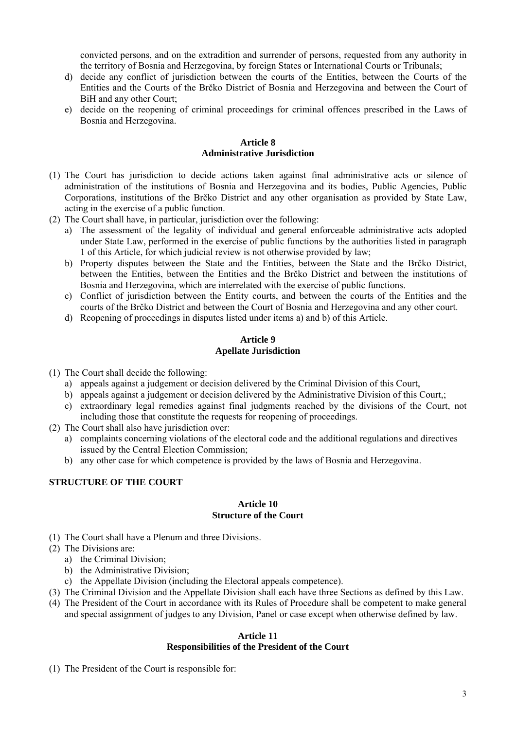convicted persons, and on the extradition and surrender of persons, requested from any authority in the territory of Bosnia and Herzegovina, by foreign States or International Courts or Tribunals;

d) decide any conflict of jurisdiction between the courts of the Entities, between the Courts of the Entities and the Courts of the Brčko District of Bosnia and Herzegovina and between the Court of BiH and any other Court;
e) decide on the reopening of criminal proceedings for criminal offences prescribed in the Laws of Bosnia and Herzegovina.

**Article 8**
**Administrative Jurisdiction**

(1) The Court has jurisdiction to decide actions taken against final administrative acts or silence of administration of the institutions of Bosnia and Herzegovina and its bodies, Public Agencies, Public Corporations, institutions of the Brčko District and any other organisation as provided by State Law, acting in the exercise of a public function.
(2) The Court shall have, in particular, jurisdiction over the following:
   a) The assessment of the legality of individual and general enforceable administrative acts adopted under State Law, performed in the exercise of public functions by the authorities listed in paragraph 1 of this Article, for which judicial review is not otherwise provided by law;
   b) Property disputes between the State and the Entities, between the State and the Brčko District, between the Entities, between the Entities and the Brčko District and between the institutions of Bosnia and Herzegovina, which are interrelated with the exercise of public functions.
   c) Conflict of jurisdiction between the Entity courts, and between the courts of the Entities and the courts of the Brčko District and between the Court of Bosnia and Herzegovina and any other court.
   d) Reopening of proceedings in disputes listed under items a) and b) of this Article.

**Article 9**
**Apellate Jurisdiction**

(1) The Court shall decide the following:
   a) appeals against a judgement or decision delivered by the Criminal Division of this Court,
   b) appeals against a judgement or decision delivered by the Administrative Division of this Court,;
   c) extraordinary legal remedies against final judgments reached by the divisions of the Court, not including those that constitute the requests for reopening of proceedings.
(2) The Court shall also have jurisdiction over:
   a) complaints concerning violations of the electoral code and the additional regulations and directives issued by the Central Election Commission;
   b) any other case for which competence is provided by the laws of Bosnia and Herzegovina.

**STRUCTURE OF THE COURT**

**Article 10**
**Structure of the Court**

(1) The Court shall have a Plenum and three Divisions.
(2) The Divisions are:
   a) the Criminal Division;
   b) the Administrative Division;
   c) the Appellate Division (including the Electoral appeals competence).
(3) The Criminal Division and the Appellate Division shall each have three Sections as defined by this Law.
(4) The President of the Court in accordance with its Rules of Procedure shall be competent to make general and special assignment of judges to any Division, Panel or case except when otherwise defined by law.

**Article 11**
**Responsibilities of the President of the Court**

(1) The President of the Court is responsible for: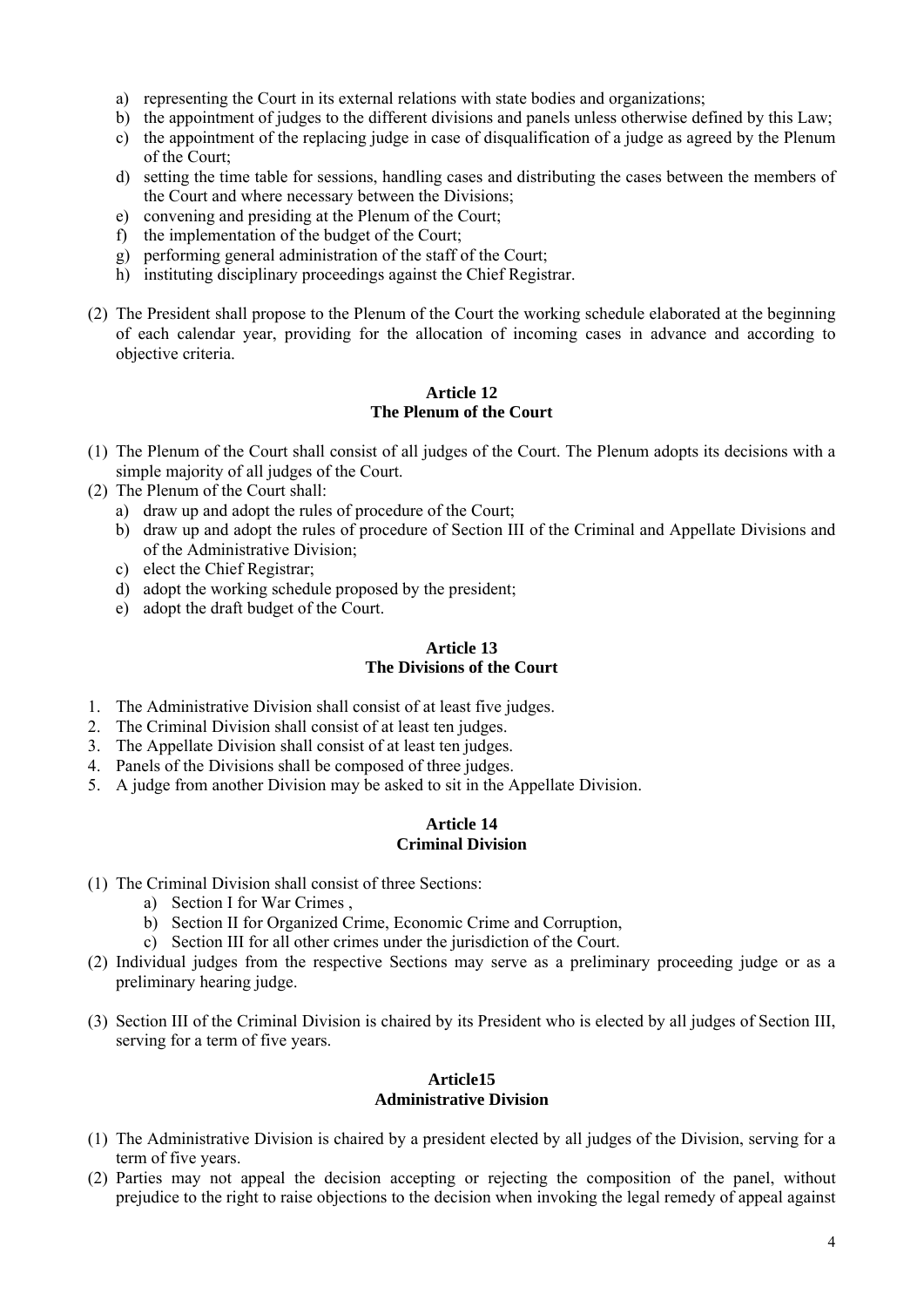a) representing the Court in its external relations with state bodies and organizations;
b) the appointment of judges to the different divisions and panels unless otherwise defined by this Law;
c) the appointment of the replacing judge in case of disqualification of a judge as agreed by the Plenum of the Court;
d) setting the time table for sessions, handling cases and distributing the cases between the members of the Court and where necessary between the Divisions;
e) convening and presiding at the Plenum of the Court;
f) the implementation of the budget of the Court;
g) performing general administration of the staff of the Court;
h) instituting disciplinary proceedings against the Chief Registrar.

(2) The President shall propose to the Plenum of the Court the working schedule elaborated at the beginning of each calendar year, providing for the allocation of incoming cases in advance and according to objective criteria.

**Article 12**
**The Plenum of the Court**

(1) The Plenum of the Court shall consist of all judges of the Court. The Plenum adopts its decisions with a simple majority of all judges of the Court.
(2) The Plenum of the Court shall:
   a) draw up and adopt the rules of procedure of the Court;
   b) draw up and adopt the rules of procedure of Section III of the Criminal and Appellate Divisions and of the Administrative Division;
   c) elect the Chief Registrar;
   d) adopt the working schedule proposed by the president;
   e) adopt the draft budget of the Court.

**Article 13**
**The Divisions of the Court**

1. The Administrative Division shall consist of at least five judges.
2. The Criminal Division shall consist of at least ten judges.
3. The Appellate Division shall consist of at least ten judges.
4. Panels of the Divisions shall be composed of three judges.
5. A judge from another Division may be asked to sit in the Appellate Division.

**Article 14**
**Criminal Division**

(1) The Criminal Division shall consist of three Sections:
   a) Section I for War Crimes ,
   b) Section II for Organized Crime, Economic Crime and Corruption,
   c) Section III for all other crimes under the jurisdiction of the Court.
(2) Individual judges from the respective Sections may serve as a preliminary proceeding judge or as a preliminary hearing judge.

(3) Section III of the Criminal Division is chaired by its President who is elected by all judges of Section III, serving for a term of five years.

**Article15**
**Administrative Division**

(1) The Administrative Division is chaired by a president elected by all judges of the Division, serving for a term of five years.
(2) Parties may not appeal the decision accepting or rejecting the composition of the panel, without prejudice to the right to raise objections to the decision when invoking the legal remedy of appeal against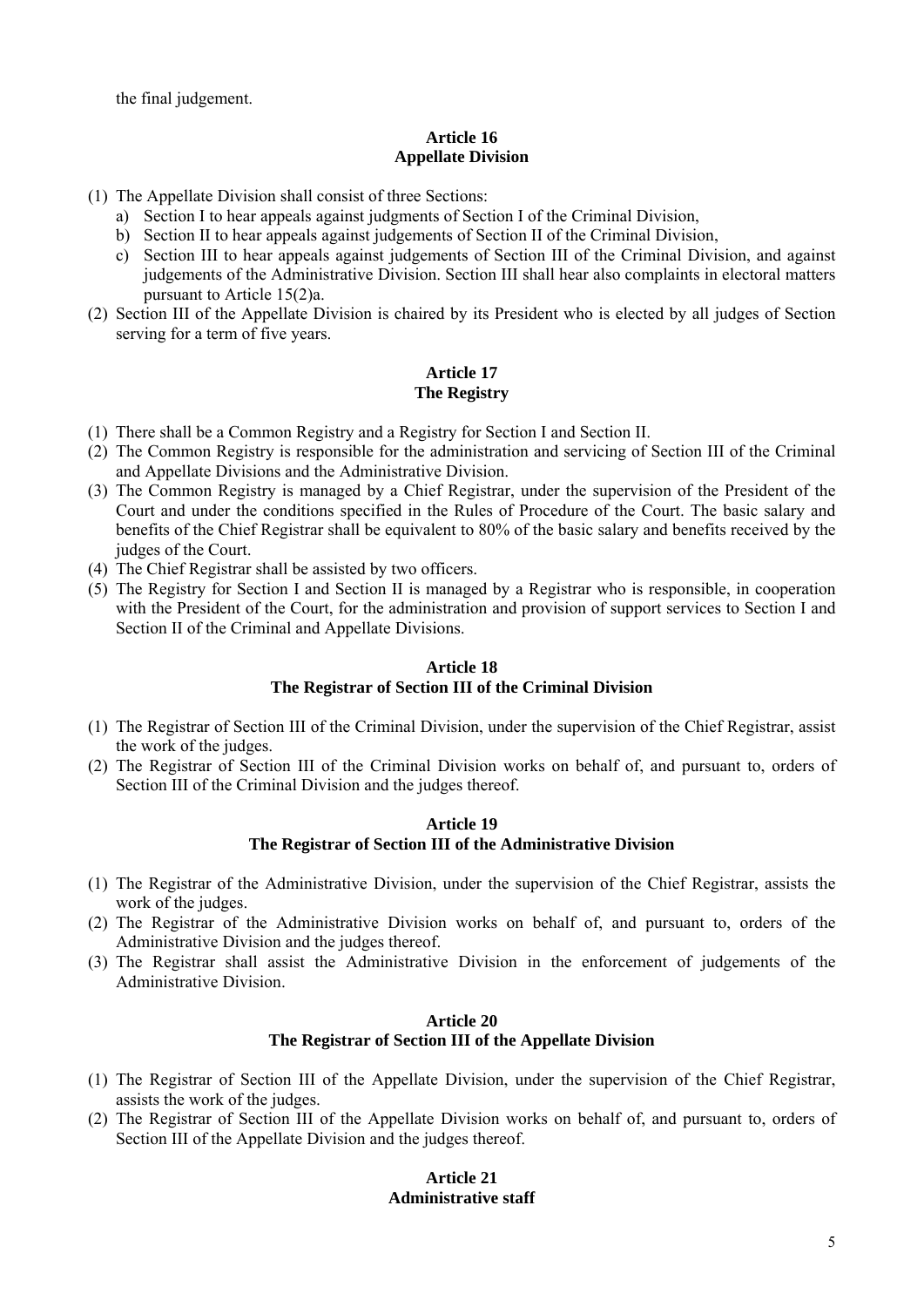the final judgement.

### Article 16
### Appellate Division

(1) The Appellate Division shall consist of three Sections:
   a) Section I to hear appeals against judgments of Section I of the Criminal Division,
   b) Section II to hear appeals against judgements of Section II of the Criminal Division,
   c) Section III to hear appeals against judgements of Section III of the Criminal Division, and against judgements of the Administrative Division. Section III shall hear also complaints in electoral matters pursuant to Article 15(2)a.

(2) Section III of the Appellate Division is chaired by its President who is elected by all judges of Section serving for a term of five years.

### Article 17
### The Registry

(1) There shall be a Common Registry and a Registry for Section I and Section II.
(2) The Common Registry is responsible for the administration and servicing of Section III of the Criminal and Appellate Divisions and the Administrative Division.
(3) The Common Registry is managed by a Chief Registrar, under the supervision of the President of the Court and under the conditions specified in the Rules of Procedure of the Court. The basic salary and benefits of the Chief Registrar shall be equivalent to 80% of the basic salary and benefits received by the judges of the Court.
(4) The Chief Registrar shall be assisted by two officers.
(5) The Registry for Section I and Section II is managed by a Registrar who is responsible, in cooperation with the President of the Court, for the administration and provision of support services to Section I and Section II of the Criminal and Appellate Divisions.

### Article 18
### The Registrar of Section III of the Criminal Division

(1) The Registrar of Section III of the Criminal Division, under the supervision of the Chief Registrar, assist the work of the judges.
(2) The Registrar of Section III of the Criminal Division works on behalf of, and pursuant to, orders of Section III of the Criminal Division and the judges thereof.

### Article 19
### The Registrar of Section III of the Administrative Division

(1) The Registrar of the Administrative Division, under the supervision of the Chief Registrar, assists the work of the judges.
(2) The Registrar of the Administrative Division works on behalf of, and pursuant to, orders of the Administrative Division and the judges thereof.
(3) The Registrar shall assist the Administrative Division in the enforcement of judgements of the Administrative Division.

### Article 20
### The Registrar of Section III of the Appellate Division

(1) The Registrar of Section III of the Appellate Division, under the supervision of the Chief Registrar, assists the work of the judges.
(2) The Registrar of Section III of the Appellate Division works on behalf of, and pursuant to, orders of Section III of the Appellate Division and the judges thereof.

### Article 21
### Administrative staff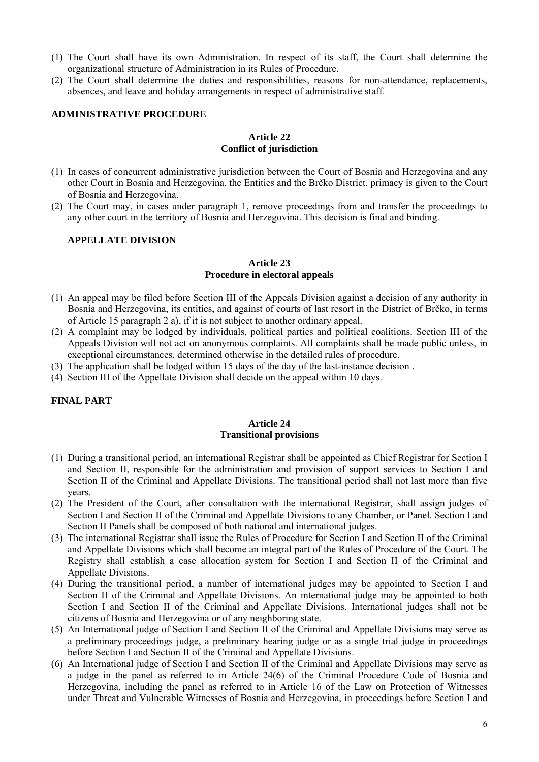(1) The Court shall have its own Administration. In respect of its staff, the Court shall determine the organizational structure of Administration in its Rules of Procedure.
(2) The Court shall determine the duties and responsibilities, reasons for non-attendance, replacements, absences, and leave and holiday arrangements in respect of administrative staff.

## ADMINISTRATIVE PROCEDURE

### Article 22
### Conflict of jurisdiction

(1) In cases of concurrent administrative jurisdiction between the Court of Bosnia and Herzegovina and any other Court in Bosnia and Herzegovina, the Entities and the Brčko District, primacy is given to the Court of Bosnia and Herzegovina.
(2) The Court may, in cases under paragraph 1, remove proceedings from and transfer the proceedings to any other court in the territory of Bosnia and Herzegovina. This decision is final and binding.

## APPELLATE DIVISION

### Article 23
### Procedure in electoral appeals

(1) An appeal may be filed before Section III of the Appeals Division against a decision of any authority in Bosnia and Herzegovina, its entities, and against of courts of last resort in the District of Brčko, in terms of Article 15 paragraph 2 a), if it is not subject to another ordinary appeal.
(2) A complaint may be lodged by individuals, political parties and political coalitions. Section III of the Appeals Division will not act on anonymous complaints. All complaints shall be made public unless, in exceptional circumstances, determined otherwise in the detailed rules of procedure.
(3) The application shall be lodged within 15 days of the day of the last-instance decision .
(4) Section III of the Appellate Division shall decide on the appeal within 10 days.

## FINAL PART

### Article 24
### Transitional provisions

(1) During a transitional period, an international Registrar shall be appointed as Chief Registrar for Section I and Section II, responsible for the administration and provision of support services to Section I and Section II of the Criminal and Appellate Divisions. The transitional period shall not last more than five years.
(2) The President of the Court, after consultation with the international Registrar, shall assign judges of Section I and Section II of the Criminal and Appellate Divisions to any Chamber, or Panel. Section I and Section II Panels shall be composed of both national and international judges.
(3) The international Registrar shall issue the Rules of Procedure for Section I and Section II of the Criminal and Appellate Divisions which shall become an integral part of the Rules of Procedure of the Court. The Registry shall establish a case allocation system for Section I and Section II of the Criminal and Appellate Divisions.
(4) During the transitional period, a number of international judges may be appointed to Section I and Section II of the Criminal and Appellate Divisions. An international judge may be appointed to both Section I and Section II of the Criminal and Appellate Divisions. International judges shall not be citizens of Bosnia and Herzegovina or of any neighboring state.
(5) An International judge of Section I and Section II of the Criminal and Appellate Divisions may serve as a preliminary proceedings judge, a preliminary hearing judge or as a single trial judge in proceedings before Section I and Section II of the Criminal and Appellate Divisions.
(6) An International judge of Section I and Section II of the Criminal and Appellate Divisions may serve as a judge in the panel as referred to in Article 24(6) of the Criminal Procedure Code of Bosnia and Herzegovina, including the panel as referred to in Article 16 of the Law on Protection of Witnesses under Threat and Vulnerable Witnesses of Bosnia and Herzegovina, in proceedings before Section I and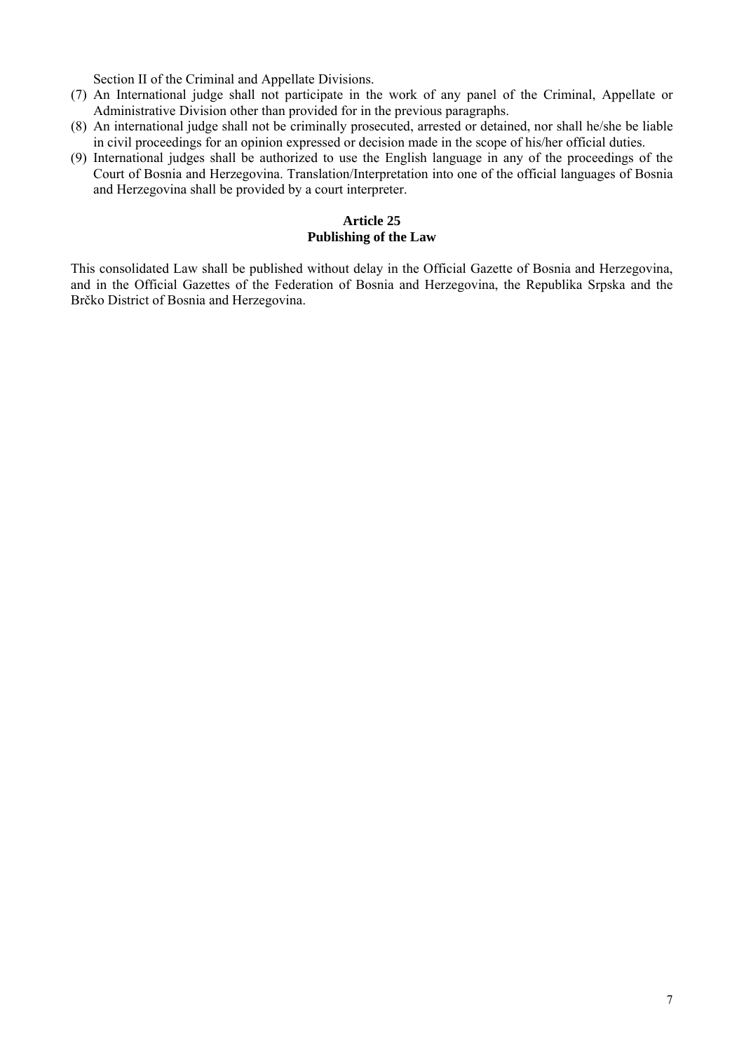Section II of the Criminal and Appellate Divisions.

(7) An International judge shall not participate in the work of any panel of the Criminal, Appellate or Administrative Division other than provided for in the previous paragraphs.
(8) An international judge shall not be criminally prosecuted, arrested or detained, nor shall he/she be liable in civil proceedings for an opinion expressed or decision made in the scope of his/her official duties.
(9) International judges shall be authorized to use the English language in any of the proceedings of the Court of Bosnia and Herzegovina. Translation/Interpretation into one of the official languages of Bosnia and Herzegovina shall be provided by a court interpreter.

**Article 25**
**Publishing of the Law**

This consolidated Law shall be published without delay in the Official Gazette of Bosnia and Herzegovina, and in the Official Gazettes of the Federation of Bosnia and Herzegovina, the Republika Srpska and the Brčko District of Bosnia and Herzegovina.